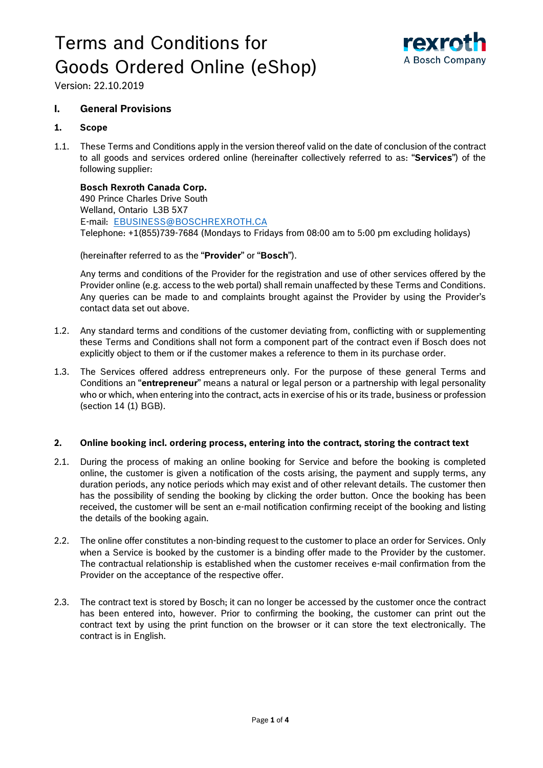# Terms and Conditions for Goods Ordered Online (eShop)

Version: 22.10.2019

## I. General Provisions

### 1. Scope

1.1. These Terms and Conditions apply in the version thereof valid on the date of conclusion of the contract to all goods and services ordered online (hereinafter collectively referred to as: "**Services**") of the following supplier:

**Bosch Rexroth Canada Corp.**
490 Prince Charles Drive South
Welland, Ontario L3B 5X7
E-mail: EBUSINESS@BOSCHREXROTH.CA
Telephone: +1(855)739-7684 (Mondays to Fridays from 08:00 am to 5:00 pm excluding holidays)

(hereinafter referred to as the "**Provider**" or "**Bosch**").

Any terms and conditions of the Provider for the registration and use of other services offered by the Provider online (e.g. access to the web portal) shall remain unaffected by these Terms and Conditions. Any queries can be made to and complaints brought against the Provider by using the Provider's contact data set out above.

1.2. Any standard terms and conditions of the customer deviating from, conflicting with or supplementing these Terms and Conditions shall not form a component part of the contract even if Bosch does not explicitly object to them or if the customer makes a reference to them in its purchase order.

1.3. The Services offered address entrepreneurs only. For the purpose of these general Terms and Conditions an "**entrepreneur**" means a natural or legal person or a partnership with legal personality who or which, when entering into the contract, acts in exercise of his or its trade, business or profession (section 14 (1) BGB).

### 2. Online booking incl. ordering process, entering into the contract, storing the contract text

2.1. During the process of making an online booking for Service and before the booking is completed online, the customer is given a notification of the costs arising, the payment and supply terms, any duration periods, any notice periods which may exist and of other relevant details. The customer then has the possibility of sending the booking by clicking the order button. Once the booking has been received, the customer will be sent an e-mail notification confirming receipt of the booking and listing the details of the booking again.

2.2. The online offer constitutes a non-binding request to the customer to place an order for Services. Only when a Service is booked by the customer is a binding offer made to the Provider by the customer. The contractual relationship is established when the customer receives e-mail confirmation from the Provider on the acceptance of the respective offer.

2.3. The contract text is stored by Bosch; it can no longer be accessed by the customer once the contract has been entered into, however. Prior to confirming the booking, the customer can print out the contract text by using the print function on the browser or it can store the text electronically. The contract is in English.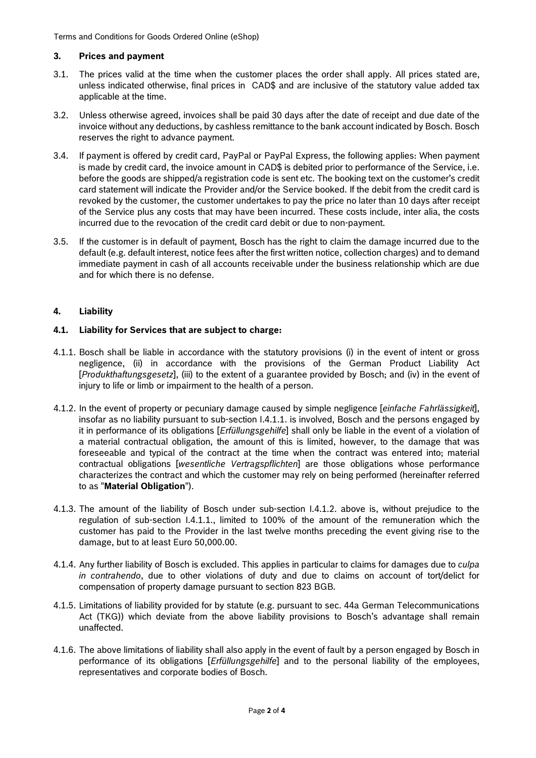## 3. Prices and payment

3.1. The prices valid at the time when the customer places the order shall apply. All prices stated are, unless indicated otherwise, final prices in CAD$ and are inclusive of the statutory value added tax applicable at the time.

3.2. Unless otherwise agreed, invoices shall be paid 30 days after the date of receipt and due date of the invoice without any deductions, by cashless remittance to the bank account indicated by Bosch. Bosch reserves the right to advance payment.

3.4. If payment is offered by credit card, PayPal or PayPal Express, the following applies: When payment is made by credit card, the invoice amount in CAD$ is debited prior to performance of the Service, i.e. before the goods are shipped/a registration code is sent etc. The booking text on the customer's credit card statement will indicate the Provider and/or the Service booked. If the debit from the credit card is revoked by the customer, the customer undertakes to pay the price no later than 10 days after receipt of the Service plus any costs that may have been incurred. These costs include, inter alia, the costs incurred due to the revocation of the credit card debit or due to non-payment.

3.5. If the customer is in default of payment, Bosch has the right to claim the damage incurred due to the default (e.g. default interest, notice fees after the first written notice, collection charges) and to demand immediate payment in cash of all accounts receivable under the business relationship which are due and for which there is no defense.

## 4. Liability

### 4.1. Liability for Services that are subject to charge:

4.1.1. Bosch shall be liable in accordance with the statutory provisions (i) in the event of intent or gross negligence, (ii) in accordance with the provisions of the German Product Liability Act [*Produkthaftungsgesetz*], (iii) to the extent of a guarantee provided by Bosch; and (iv) in the event of injury to life or limb or impairment to the health of a person.

4.1.2. In the event of property or pecuniary damage caused by simple negligence [*einfache Fahrlässigkeit*], insofar as no liability pursuant to sub-section I.4.1.1. is involved, Bosch and the persons engaged by it in performance of its obligations [*Erfüllungsgehilfe*] shall only be liable in the event of a violation of a material contractual obligation, the amount of this is limited, however, to the damage that was foreseeable and typical of the contract at the time when the contract was entered into; material contractual obligations [*wesentliche Vertragspflichten*] are those obligations whose performance characterizes the contract and which the customer may rely on being performed (hereinafter referred to as "**Material Obligation**").

4.1.3. The amount of the liability of Bosch under sub-section I.4.1.2. above is, without prejudice to the regulation of sub-section I.4.1.1., limited to 100% of the amount of the remuneration which the customer has paid to the Provider in the last twelve months preceding the event giving rise to the damage, but to at least Euro 50,000.00.

4.1.4. Any further liability of Bosch is excluded. This applies in particular to claims for damages due to *culpa in contrahendo*, due to other violations of duty and due to claims on account of tort/delict for compensation of property damage pursuant to section 823 BGB.

4.1.5. Limitations of liability provided for by statute (e.g. pursuant to sec. 44a German Telecommunications Act (TKG)) which deviate from the above liability provisions to Bosch's advantage shall remain unaffected.

4.1.6. The above limitations of liability shall also apply in the event of fault by a person engaged by Bosch in performance of its obligations [*Erfüllungsgehilfe*] and to the personal liability of the employees, representatives and corporate bodies of Bosch.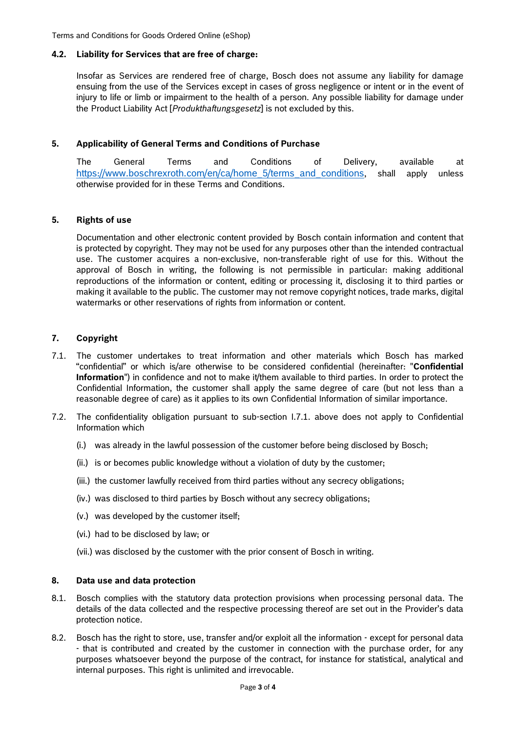### 4.2. Liability for Services that are free of charge:

Insofar as Services are rendered free of charge, Bosch does not assume any liability for damage ensuing from the use of the Services except in cases of gross negligence or intent or in the event of injury to life or limb or impairment to the health of a person. Any possible liability for damage under the Product Liability Act [*Produkthaftungsgesetz*] is not excluded by this.

## 5. Applicability of General Terms and Conditions of Purchase

The General Terms and Conditions of Delivery, available at https://www.boschrexroth.com/en/ca/home_5/terms_and_conditions, shall apply unless otherwise provided for in these Terms and Conditions.

## 5. Rights of use

Documentation and other electronic content provided by Bosch contain information and content that is protected by copyright. They may not be used for any purposes other than the intended contractual use. The customer acquires a non-exclusive, non-transferable right of use for this. Without the approval of Bosch in writing, the following is not permissible in particular: making additional reproductions of the information or content, editing or processing it, disclosing it to third parties or making it available to the public. The customer may not remove copyright notices, trade marks, digital watermarks or other reservations of rights from information or content.

## 7. Copyright

7.1. The customer undertakes to treat information and other materials which Bosch has marked "confidential" or which is/are otherwise to be considered confidential (hereinafter: "**Confidential Information**") in confidence and not to make it/them available to third parties. In order to protect the Confidential Information, the customer shall apply the same degree of care (but not less than a reasonable degree of care) as it applies to its own Confidential Information of similar importance.

7.2. The confidentiality obligation pursuant to sub-section I.7.1. above does not apply to Confidential Information which

(i.) was already in the lawful possession of the customer before being disclosed by Bosch;

(ii.) is or becomes public knowledge without a violation of duty by the customer;

(iii.) the customer lawfully received from third parties without any secrecy obligations;

(iv.) was disclosed to third parties by Bosch without any secrecy obligations;

(v.) was developed by the customer itself;

(vi.) had to be disclosed by law; or

(vii.) was disclosed by the customer with the prior consent of Bosch in writing.

## 8. Data use and data protection

8.1. Bosch complies with the statutory data protection provisions when processing personal data. The details of the data collected and the respective processing thereof are set out in the Provider's data protection notice.

8.2. Bosch has the right to store, use, transfer and/or exploit all the information - except for personal data - that is contributed and created by the customer in connection with the purchase order, for any purposes whatsoever beyond the purpose of the contract, for instance for statistical, analytical and internal purposes. This right is unlimited and irrevocable.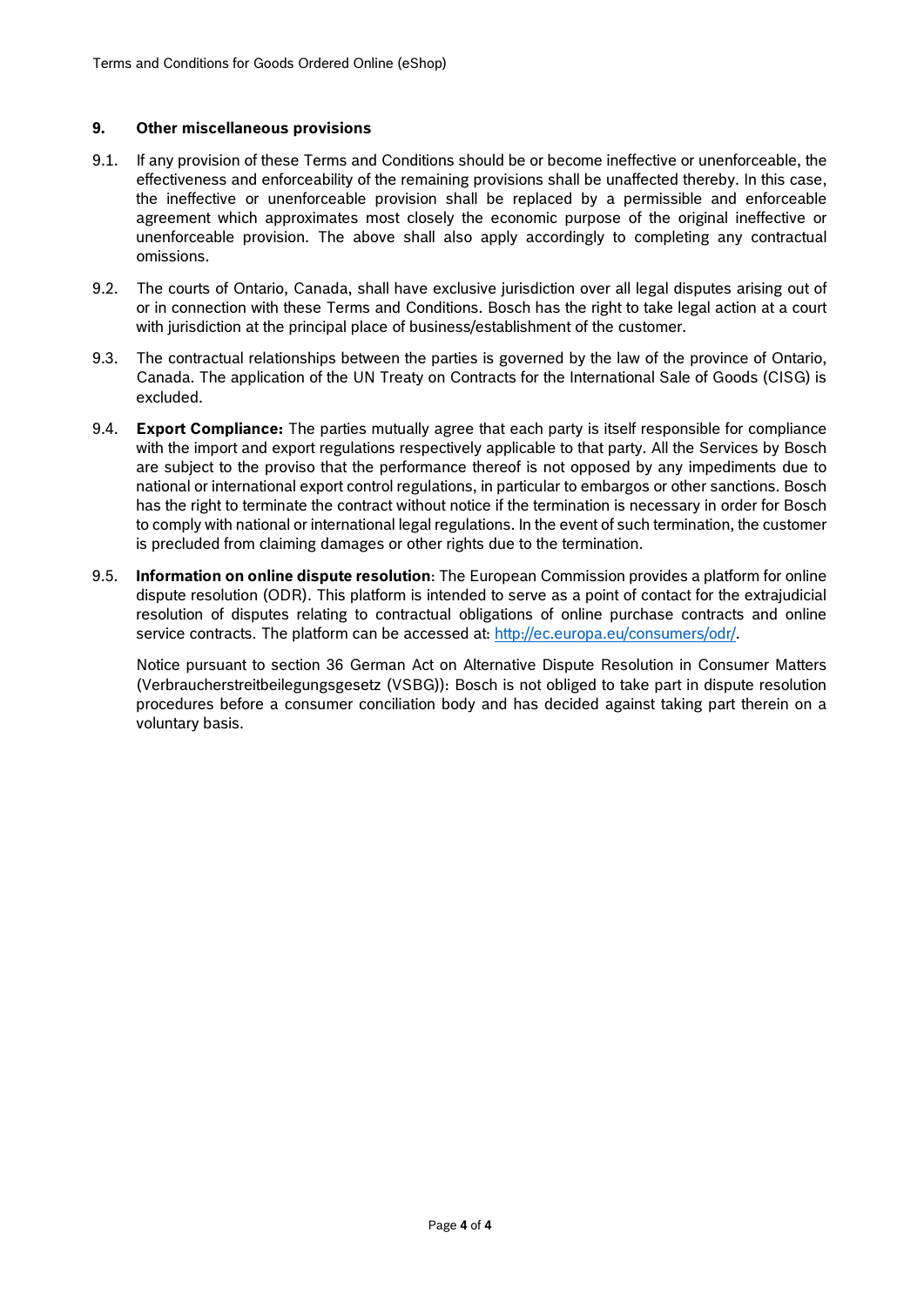## 9. Other miscellaneous provisions

9.1. If any provision of these Terms and Conditions should be or become ineffective or unenforceable, the effectiveness and enforceability of the remaining provisions shall be unaffected thereby. In this case, the ineffective or unenforceable provision shall be replaced by a permissible and enforceable agreement which approximates most closely the economic purpose of the original ineffective or unenforceable provision. The above shall also apply accordingly to completing any contractual omissions.

9.2. The courts of Ontario, Canada, shall have exclusive jurisdiction over all legal disputes arising out of or in connection with these Terms and Conditions. Bosch has the right to take legal action at a court with jurisdiction at the principal place of business/establishment of the customer.

9.3. The contractual relationships between the parties is governed by the law of the province of Ontario, Canada. The application of the UN Treaty on Contracts for the International Sale of Goods (CISG) is excluded.

9.4. **Export Compliance:** The parties mutually agree that each party is itself responsible for compliance with the import and export regulations respectively applicable to that party. All the Services by Bosch are subject to the proviso that the performance thereof is not opposed by any impediments due to national or international export control regulations, in particular to embargos or other sanctions. Bosch has the right to terminate the contract without notice if the termination is necessary in order for Bosch to comply with national or international legal regulations. In the event of such termination, the customer is precluded from claiming damages or other rights due to the termination.

9.5. **Information on online dispute resolution**: The European Commission provides a platform for online dispute resolution (ODR). This platform is intended to serve as a point of contact for the extrajudicial resolution of disputes relating to contractual obligations of online purchase contracts and online service contracts. The platform can be accessed at: [http://ec.europa.eu/consumers/odr/](http://ec.europa.eu/consumers/odr/).

Notice pursuant to section 36 German Act on Alternative Dispute Resolution in Consumer Matters (Verbraucherstreitbeilegungsgesetz (VSBG)): Bosch is not obliged to take part in dispute resolution procedures before a consumer conciliation body and has decided against taking part therein on a voluntary basis.